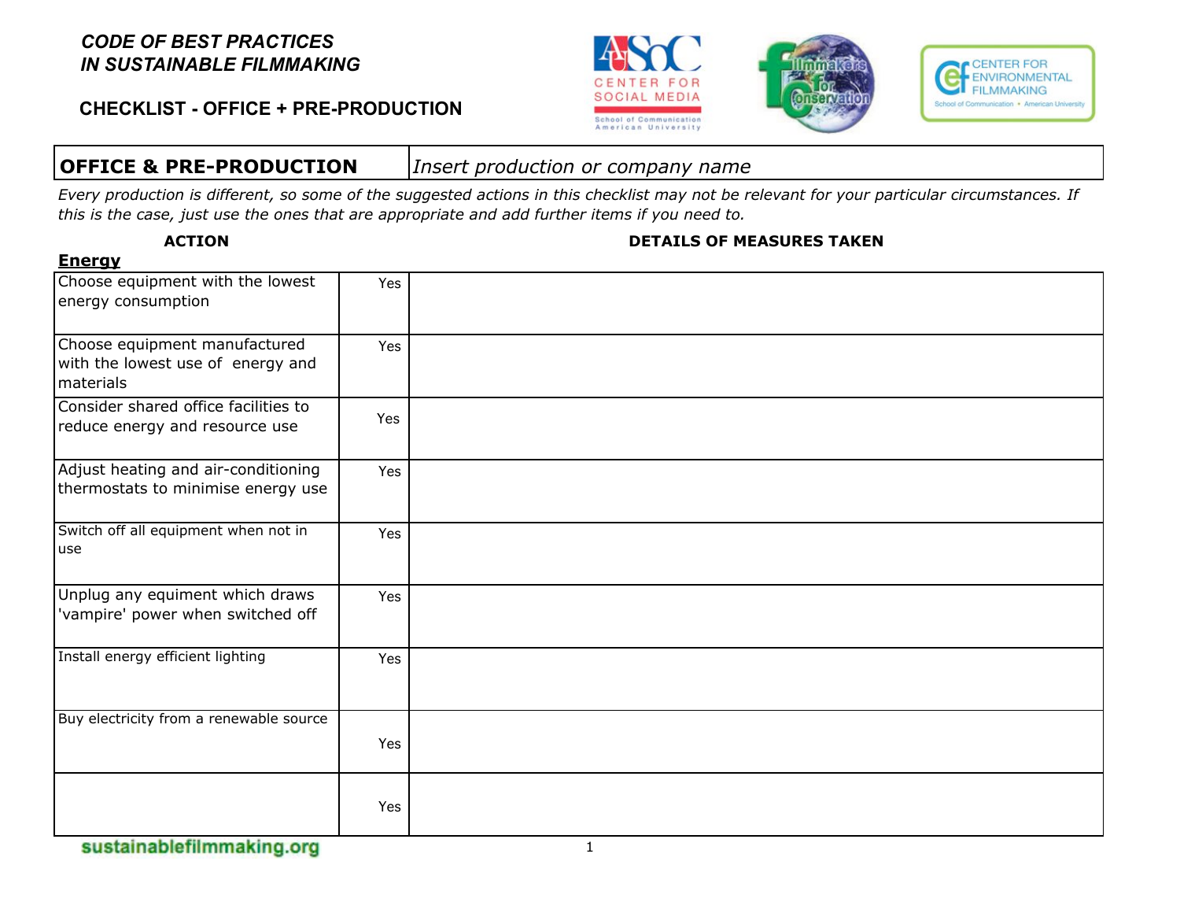*CODE OF BEST PRACTICES*
*IN SUSTAINABLE FILMMAKING*

## CHECKLIST - OFFICE + PRE-PRODUCTION

| OFFICE & PRE-PRODUCTION | *Insert production or company name* |
|---|---|

*Every production is different, so some of the suggested actions in this checklist may not be relevant for your particular circumstances. If this is the case, just use the ones that are appropriate and add further items if you need to.*

**Energy**

| ACTION | | DETAILS OF MEASURES TAKEN |
|---|---|---|
| Choose equipment with the lowest energy consumption | Yes | |
| Choose equipment manufactured with the lowest use of energy and materials | Yes | |
| Consider shared office facilities to reduce energy and resource use | Yes | |
| Adjust heating and air-conditioning thermostats to minimise energy use | Yes | |
| Switch off all equipment when not in use | Yes | |
| Unplug any equiment which draws 'vampire' power when switched off | Yes | |
| Install energy efficient lighting | Yes | |
| Buy electricity from a renewable source | Yes | |
| | Yes | |

sustainablefilmmaking.org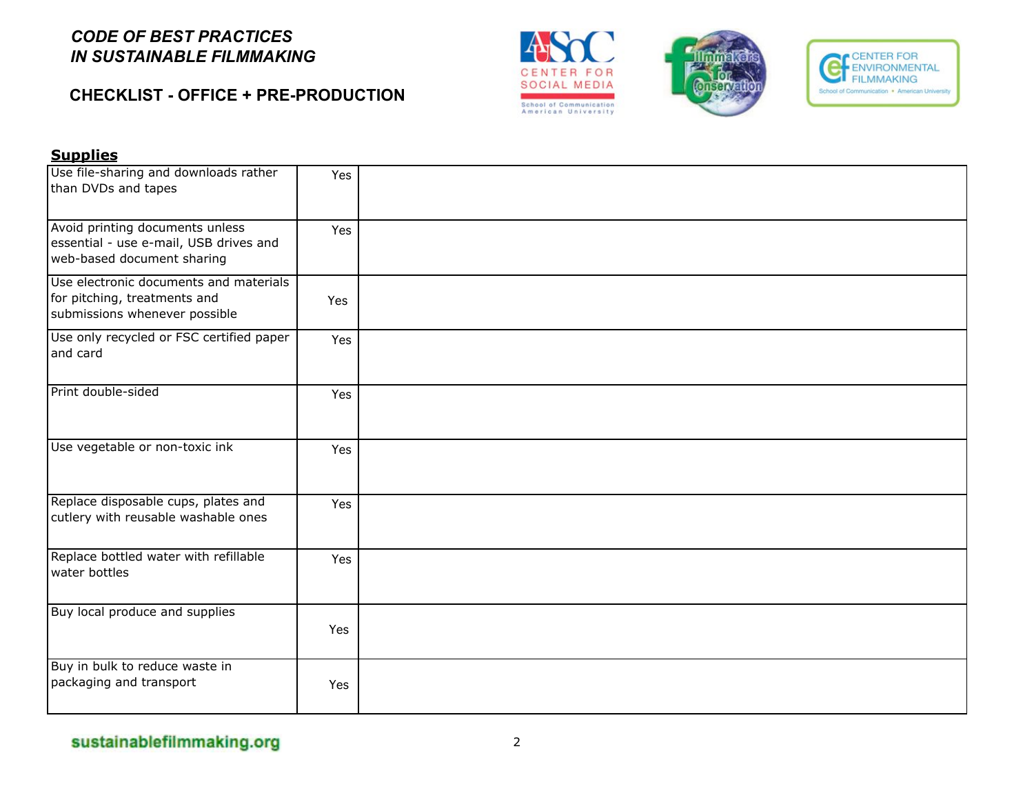*CODE OF BEST PRACTICES*
*IN SUSTAINABLE FILMMAKING*

**CHECKLIST - OFFICE + PRE-PRODUCTION**

## Supplies

| | | |
|---|---|---|
| Use file-sharing and downloads rather than DVDs and tapes | Yes | |
| Avoid printing documents unless essential - use e-mail, USB drives and web-based document sharing | Yes | |
| Use electronic documents and materials for pitching, treatments and submissions whenever possible | Yes | |
| Use only recycled or FSC certified paper and card | Yes | |
| Print double-sided | Yes | |
| Use vegetable or non-toxic ink | Yes | |
| Replace disposable cups, plates and cutlery with reusable washable ones | Yes | |
| Replace bottled water with refillable water bottles | Yes | |
| Buy local produce and supplies | Yes | |
| Buy in bulk to reduce waste in packaging and transport | Yes | |

sustainablefilmmaking.org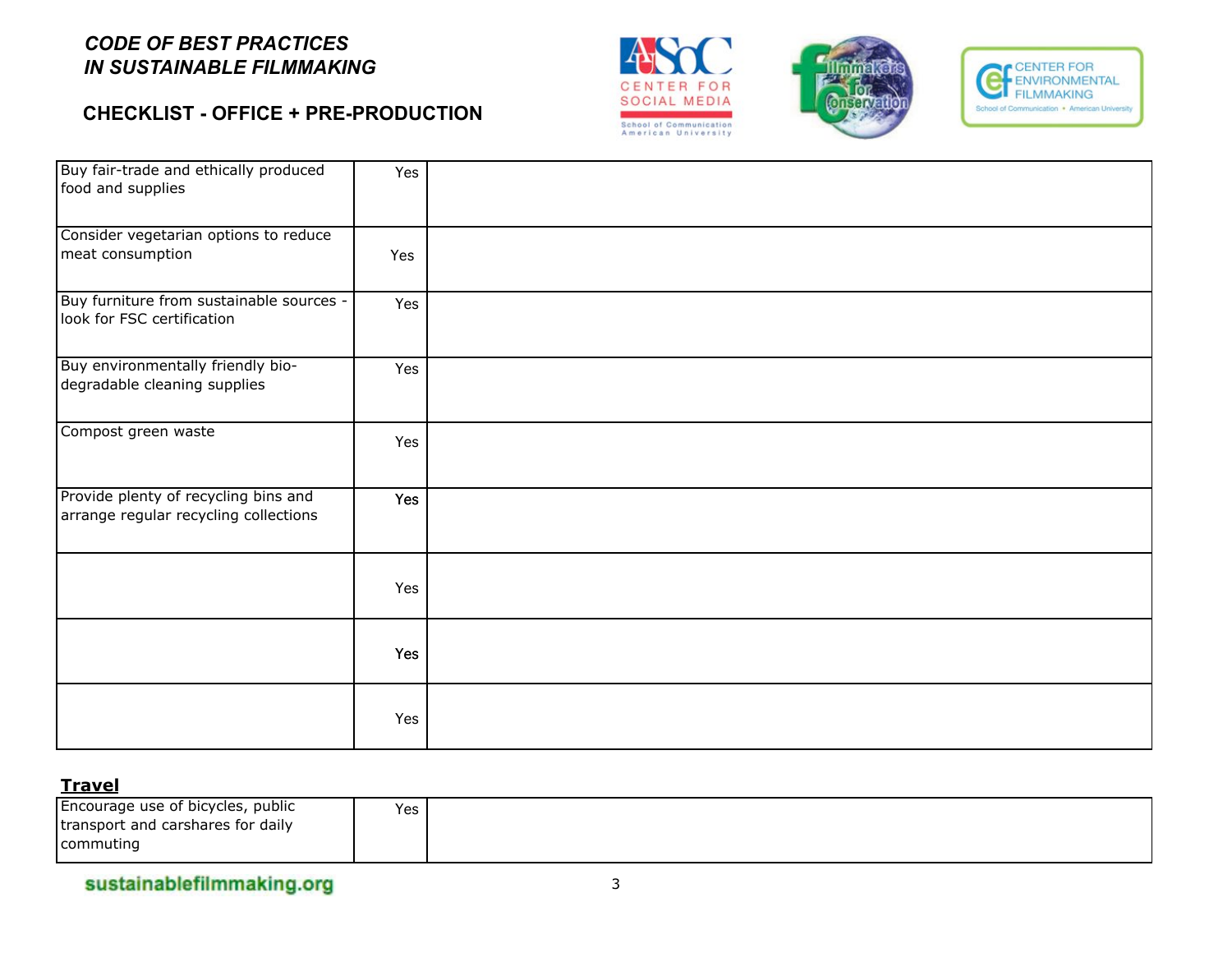*CODE OF BEST PRACTICES*
*IN SUSTAINABLE FILMMAKING*

**CHECKLIST - OFFICE + PRE-PRODUCTION**

| | | |
|---|---|---|
| Buy fair-trade and ethically produced food and supplies | Yes | |
| Consider vegetarian options to reduce meat consumption | Yes | |
| Buy furniture from sustainable sources - look for FSC certification | Yes | |
| Buy environmentally friendly bio-degradable cleaning supplies | Yes | |
| Compost green waste | Yes | |
| Provide plenty of recycling bins and arrange regular recycling collections | Yes | |
| | Yes | |
| | Yes | |
| | Yes | |

**Travel**

| | | |
|---|---|---|
| Encourage use of bicycles, public transport and carshares for daily commuting | Yes | |

sustainablefilmmaking.org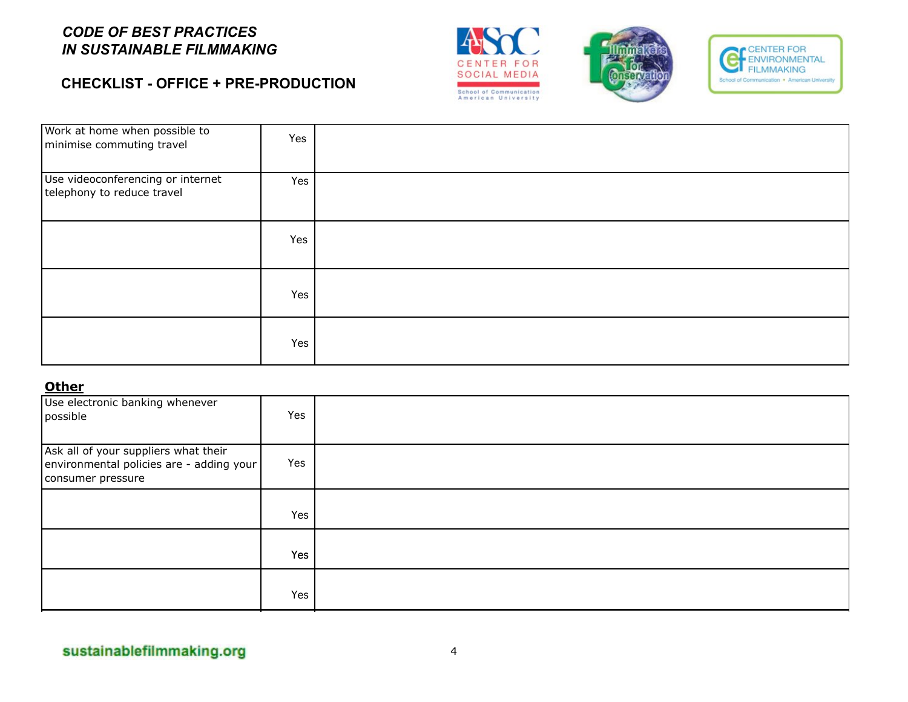***CODE OF BEST PRACTICES IN SUSTAINABLE FILMMAKING***

**CHECKLIST - OFFICE + PRE-PRODUCTION**

| | | |
|---|---|---|
| Work at home when possible to minimise commuting travel | Yes | |
| Use videoconferencing or internet telephony to reduce travel | Yes | |
| | Yes | |
| | Yes | |
| | Yes | |

**Other**

| | | |
|---|---|---|
| Use electronic banking whenever possible | Yes | |
| Ask all of your suppliers what their environmental policies are - adding your consumer pressure | Yes | |
| | Yes | |
| | Yes | |
| | Yes | |

sustainablefilmmaking.org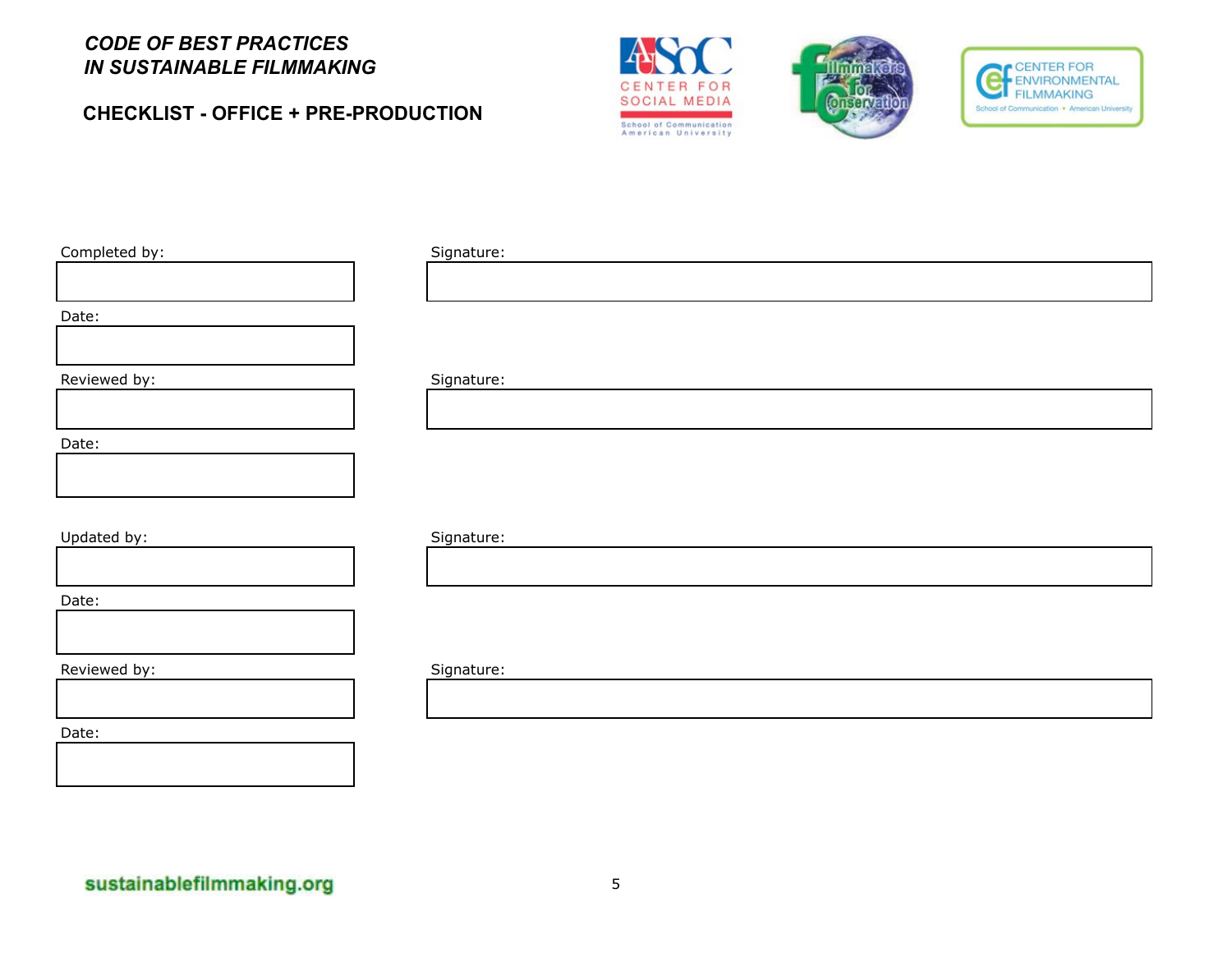***CODE OF BEST PRACTICES***
***IN SUSTAINABLE FILMMAKING***

**CHECKLIST - OFFICE + PRE-PRODUCTION**

Completed by:

Signature:

Date:

Reviewed by:

Signature:

Date:

Updated by:

Signature:

Date:

Reviewed by:

Signature:

Date:

sustainablefilmmaking.org